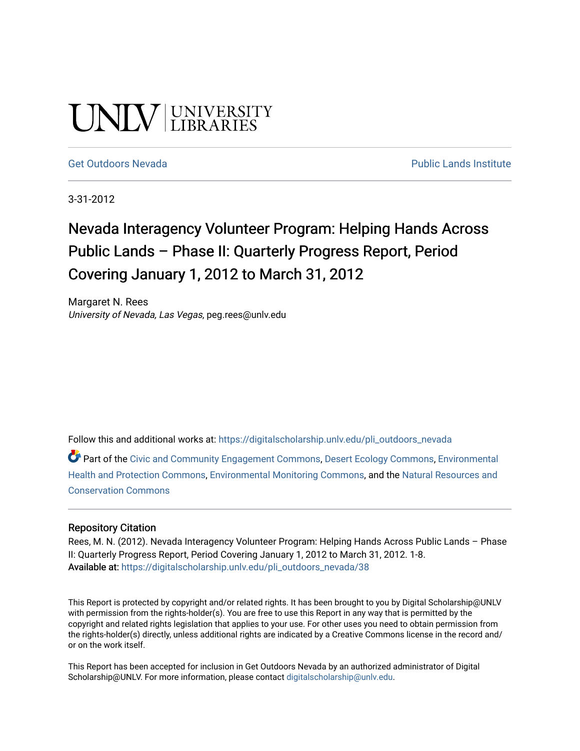UNLV | UNIVERSITY LIBRARIES

Get Outdoors Nevada | Public Lands Institute

3-31-2012

# Nevada Interagency Volunteer Program: Helping Hands Across Public Lands – Phase II: Quarterly Progress Report, Period Covering January 1, 2012 to March 31, 2012

Margaret N. Rees
*University of Nevada, Las Vegas*, peg.rees@unlv.edu

Follow this and additional works at: https://digitalscholarship.unlv.edu/pli_outdoors_nevada

Part of the Civic and Community Engagement Commons, Desert Ecology Commons, Environmental Health and Protection Commons, Environmental Monitoring Commons, and the Natural Resources and Conservation Commons

## Repository Citation

Rees, M. N. (2012). Nevada Interagency Volunteer Program: Helping Hands Across Public Lands – Phase II: Quarterly Progress Report, Period Covering January 1, 2012 to March 31, 2012. 1-8.
**Available at:** https://digitalscholarship.unlv.edu/pli_outdoors_nevada/38

This Report is protected by copyright and/or related rights. It has been brought to you by Digital Scholarship@UNLV with permission from the rights-holder(s). You are free to use this Report in any way that is permitted by the copyright and related rights legislation that applies to your use. For other uses you need to obtain permission from the rights-holder(s) directly, unless additional rights are indicated by a Creative Commons license in the record and/or on the work itself.

This Report has been accepted for inclusion in Get Outdoors Nevada by an authorized administrator of Digital Scholarship@UNLV. For more information, please contact digitalscholarship@unlv.edu.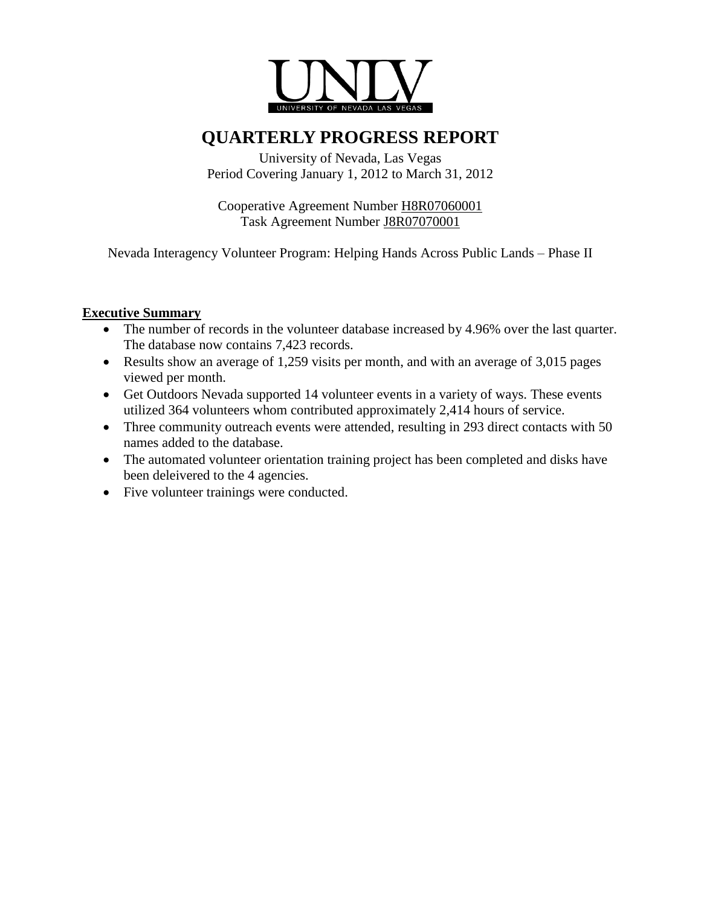UNLV

UNIVERSITY OF NEVADA LAS VEGAS

# QUARTERLY PROGRESS REPORT

University of Nevada, Las Vegas
Period Covering January 1, 2012 to March 31, 2012

Cooperative Agreement Number H8R07060001
Task Agreement Number J8R07070001

Nevada Interagency Volunteer Program: Helping Hands Across Public Lands – Phase II

**Executive Summary**

- The number of records in the volunteer database increased by 4.96% over the last quarter. The database now contains 7,423 records.
- Results show an average of 1,259 visits per month, and with an average of 3,015 pages viewed per month.
- Get Outdoors Nevada supported 14 volunteer events in a variety of ways. These events utilized 364 volunteers whom contributed approximately 2,414 hours of service.
- Three community outreach events were attended, resulting in 293 direct contacts with 50 names added to the database.
- The automated volunteer orientation training project has been completed and disks have been deleivered to the 4 agencies.
- Five volunteer trainings were conducted.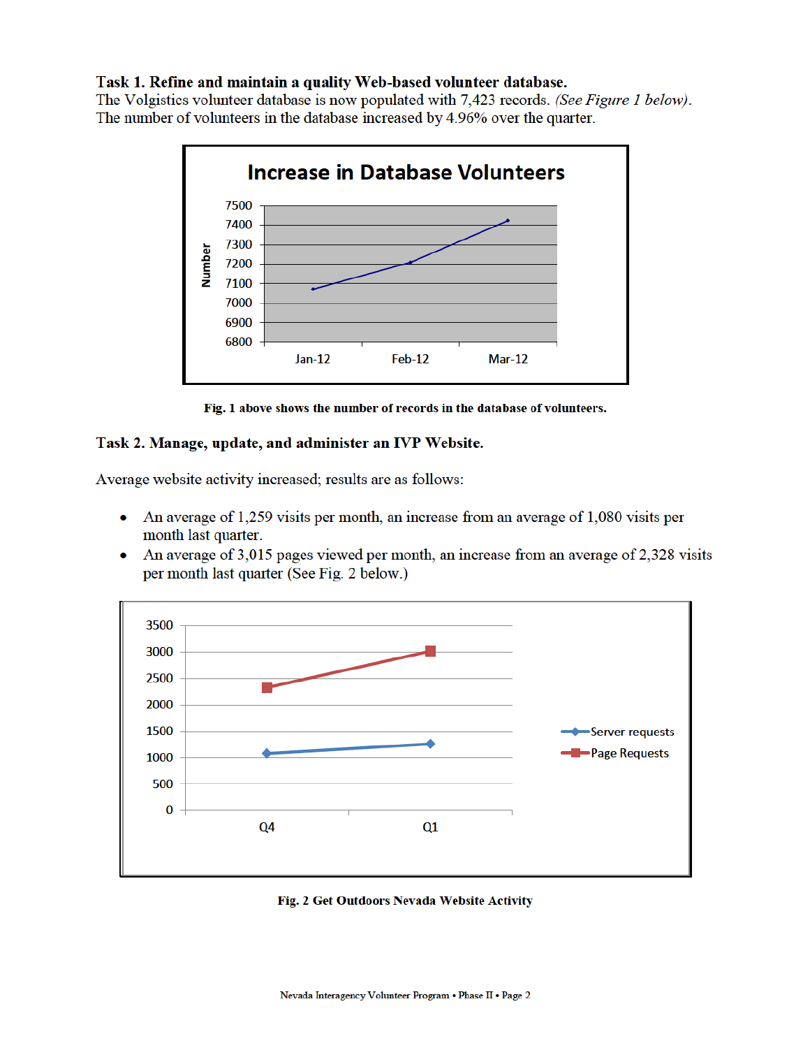**Task 1. Refine and maintain a quality Web-based volunteer database.**
The Volgistics volunteer database is now populated with 7,423 records. *(See Figure 1 below)*. The number of volunteers in the database increased by 4.96% over the quarter.

**Fig. 1 above shows the number of records in the database of volunteers.**

**Task 2. Manage, update, and administer an IVP Website.**

Average website activity increased; results are as follows:

- An average of 1,259 visits per month, an increase from an average of 1,080 visits per month last quarter.
- An average of 3,015 pages viewed per month, an increase from an average of 2,328 visits per month last quarter (See Fig. 2 below.)

**Fig. 2 Get Outdoors Nevada Website Activity**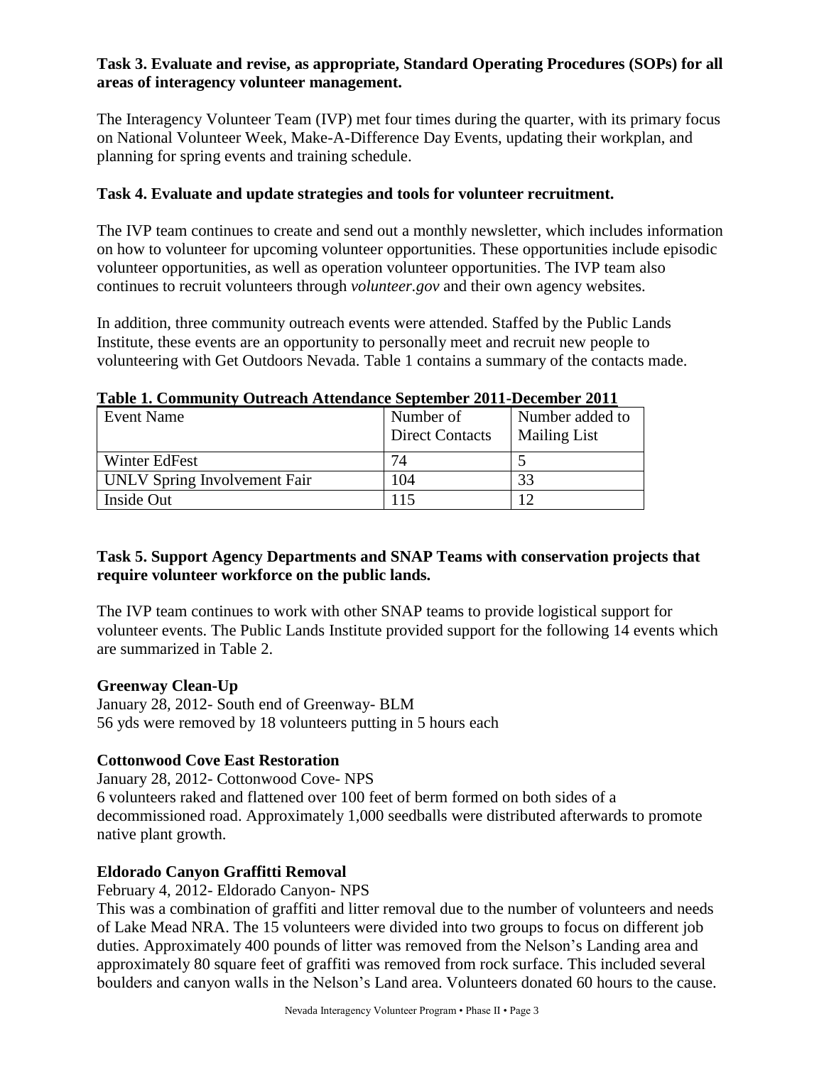**Task 3. Evaluate and revise, as appropriate, Standard Operating Procedures (SOPs) for all areas of interagency volunteer management.**

The Interagency Volunteer Team (IVP) met four times during the quarter, with its primary focus on National Volunteer Week, Make-A-Difference Day Events, updating their workplan, and planning for spring events and training schedule.

**Task 4. Evaluate and update strategies and tools for volunteer recruitment.**

The IVP team continues to create and send out a monthly newsletter, which includes information on how to volunteer for upcoming volunteer opportunities. These opportunities include episodic volunteer opportunities, as well as operation volunteer opportunities. The IVP team also continues to recruit volunteers through *volunteer.gov* and their own agency websites.

In addition, three community outreach events were attended. Staffed by the Public Lands Institute, these events are an opportunity to personally meet and recruit new people to volunteering with Get Outdoors Nevada. Table 1 contains a summary of the contacts made.

**Table 1. Community Outreach Attendance September 2011-December 2011**

| Event Name | Number of Direct Contacts | Number added to Mailing List |
|---|---|---|
| Winter EdFest | 74 | 5 |
| UNLV Spring Involvement Fair | 104 | 33 |
| Inside Out | 115 | 12 |

**Task 5. Support Agency Departments and SNAP Teams with conservation projects that require volunteer workforce on the public lands.**

The IVP team continues to work with other SNAP teams to provide logistical support for volunteer events. The Public Lands Institute provided support for the following 14 events which are summarized in Table 2.

**Greenway Clean-Up**

January 28, 2012- South end of Greenway- BLM
56 yds were removed by 18 volunteers putting in 5 hours each

**Cottonwood Cove East Restoration**

January 28, 2012- Cottonwood Cove- NPS
6 volunteers raked and flattened over 100 feet of berm formed on both sides of a decommissioned road. Approximately 1,000 seedballs were distributed afterwards to promote native plant growth.

**Eldorado Canyon Graffitti Removal**

February 4, 2012- Eldorado Canyon- NPS
This was a combination of graffiti and litter removal due to the number of volunteers and needs of Lake Mead NRA. The 15 volunteers were divided into two groups to focus on different job duties. Approximately 400 pounds of litter was removed from the Nelson's Landing area and approximately 80 square feet of graffiti was removed from rock surface. This included several boulders and canyon walls in the Nelson's Land area. Volunteers donated 60 hours to the cause.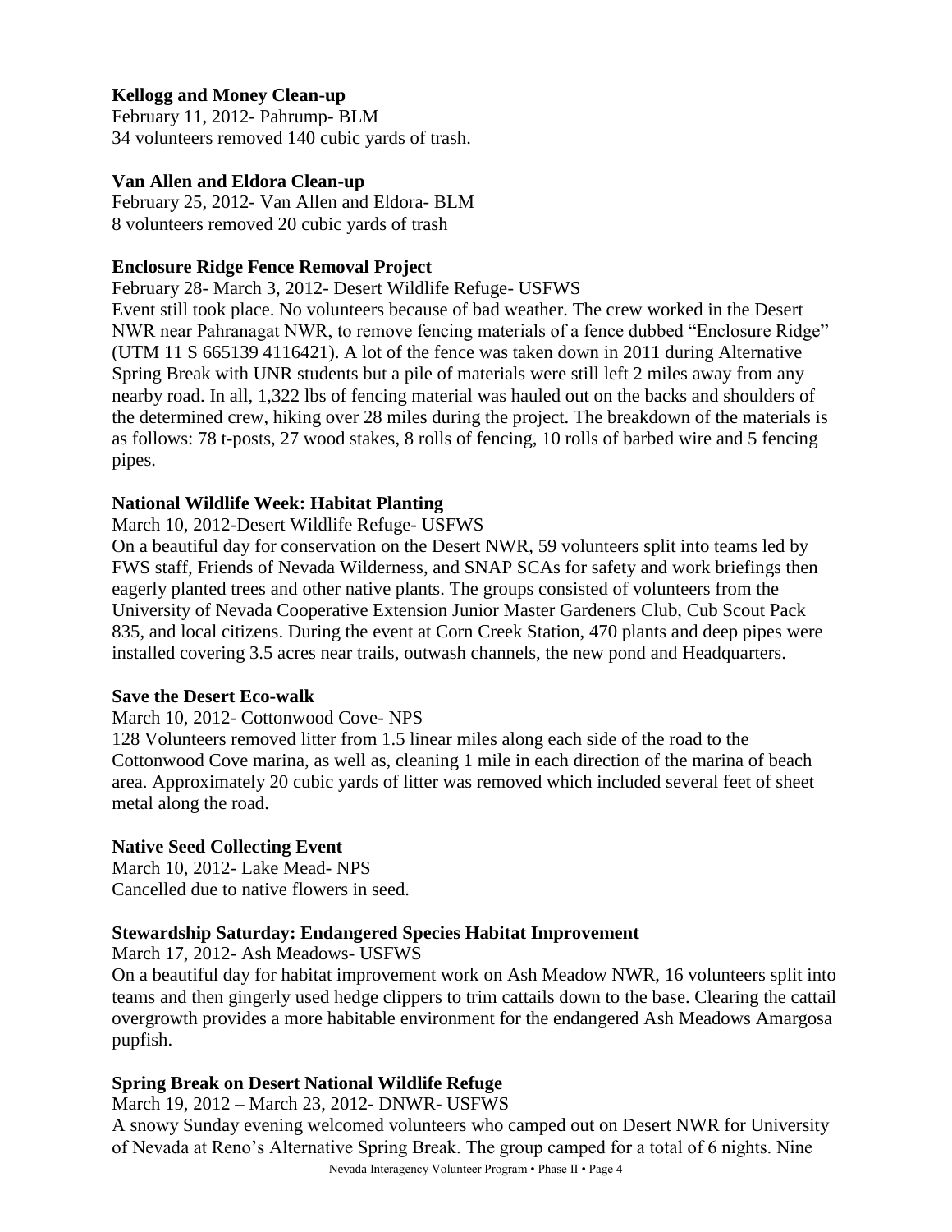**Kellogg and Money Clean-up**

February 11, 2012- Pahrump- BLM
34 volunteers removed 140 cubic yards of trash.

**Van Allen and Eldora Clean-up**

February 25, 2012- Van Allen and Eldora- BLM
8 volunteers removed 20 cubic yards of trash

**Enclosure Ridge Fence Removal Project**

February 28- March 3, 2012- Desert Wildlife Refuge- USFWS
Event still took place. No volunteers because of bad weather. The crew worked in the Desert NWR near Pahranagat NWR, to remove fencing materials of a fence dubbed "Enclosure Ridge" (UTM 11 S 665139 4116421). A lot of the fence was taken down in 2011 during Alternative Spring Break with UNR students but a pile of materials were still left 2 miles away from any nearby road. In all, 1,322 lbs of fencing material was hauled out on the backs and shoulders of the determined crew, hiking over 28 miles during the project. The breakdown of the materials is as follows: 78 t-posts, 27 wood stakes, 8 rolls of fencing, 10 rolls of barbed wire and 5 fencing pipes.

**National Wildlife Week: Habitat Planting**

March 10, 2012-Desert Wildlife Refuge- USFWS
On a beautiful day for conservation on the Desert NWR, 59 volunteers split into teams led by FWS staff, Friends of Nevada Wilderness, and SNAP SCAs for safety and work briefings then eagerly planted trees and other native plants. The groups consisted of volunteers from the University of Nevada Cooperative Extension Junior Master Gardeners Club, Cub Scout Pack 835, and local citizens. During the event at Corn Creek Station, 470 plants and deep pipes were installed covering 3.5 acres near trails, outwash channels, the new pond and Headquarters.

**Save the Desert Eco-walk**

March 10, 2012- Cottonwood Cove- NPS
128 Volunteers removed litter from 1.5 linear miles along each side of the road to the Cottonwood Cove marina, as well as, cleaning 1 mile in each direction of the marina of beach area. Approximately 20 cubic yards of litter was removed which included several feet of sheet metal along the road.

**Native Seed Collecting Event**

March 10, 2012- Lake Mead- NPS
Cancelled due to native flowers in seed.

**Stewardship Saturday: Endangered Species Habitat Improvement**

March 17, 2012- Ash Meadows- USFWS
On a beautiful day for habitat improvement work on Ash Meadow NWR, 16 volunteers split into teams and then gingerly used hedge clippers to trim cattails down to the base. Clearing the cattail overgrowth provides a more habitable environment for the endangered Ash Meadows Amargosa pupfish.

**Spring Break on Desert National Wildlife Refuge**

March 19, 2012 – March 23, 2012- DNWR- USFWS
A snowy Sunday evening welcomed volunteers who camped out on Desert NWR for University of Nevada at Reno's Alternative Spring Break. The group camped for a total of 6 nights. Nine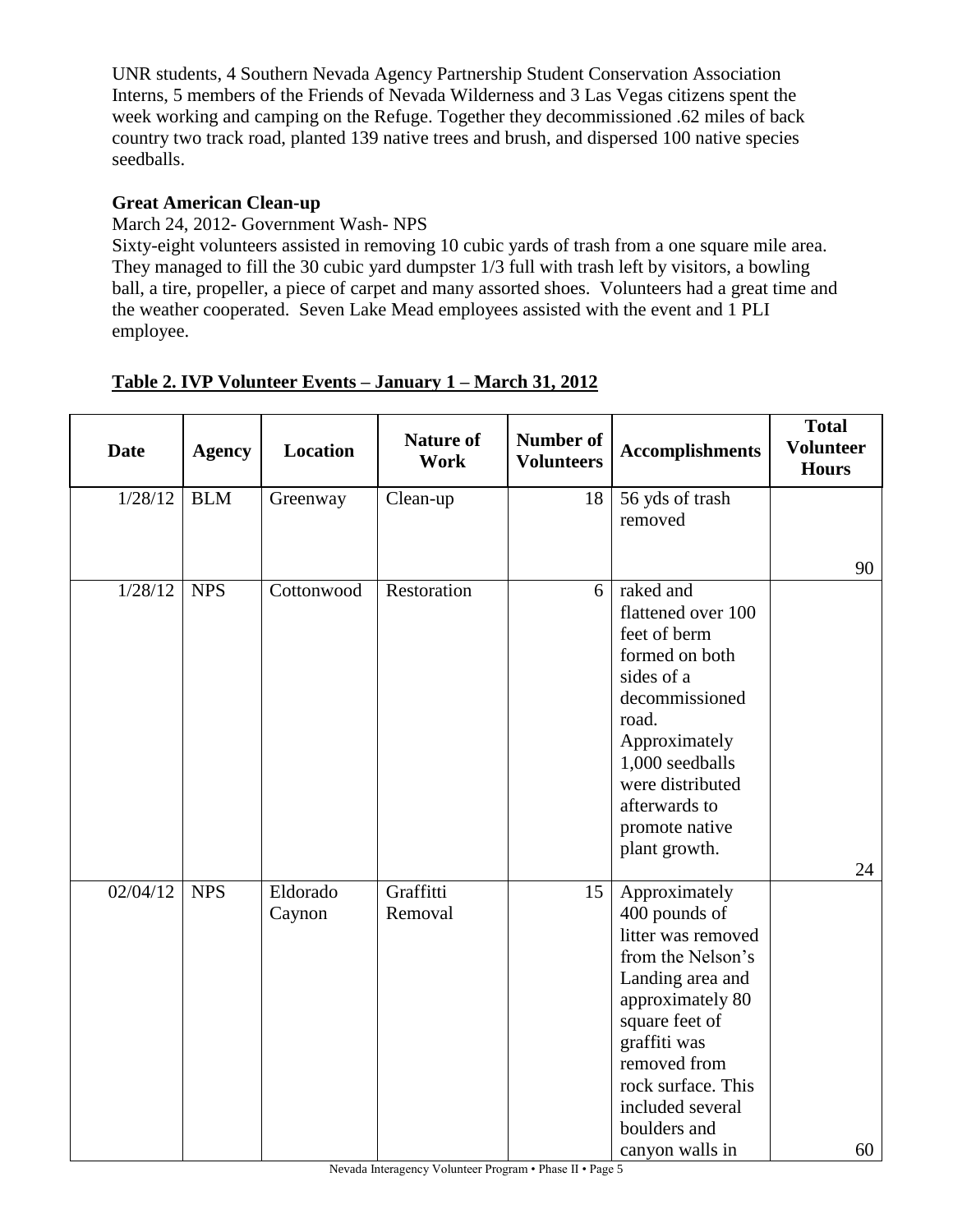UNR students, 4 Southern Nevada Agency Partnership Student Conservation Association Interns, 5 members of the Friends of Nevada Wilderness and 3 Las Vegas citizens spent the week working and camping on the Refuge. Together they decommissioned .62 miles of back country two track road, planted 139 native trees and brush, and dispersed 100 native species seedballs.

**Great American Clean-up**

March 24, 2012- Government Wash- NPS

Sixty-eight volunteers assisted in removing 10 cubic yards of trash from a one square mile area. They managed to fill the 30 cubic yard dumpster 1/3 full with trash left by visitors, a bowling ball, a tire, propeller, a piece of carpet and many assorted shoes. Volunteers had a great time and the weather cooperated. Seven Lake Mead employees assisted with the event and 1 PLI employee.

**Table 2. IVP Volunteer Events – January 1 – March 31, 2012**

| Date | Agency | Location | Nature of Work | Number of Volunteers | Accomplishments | Total Volunteer Hours |
|---|---|---|---|---|---|---|
| 1/28/12 | BLM | Greenway | Clean-up | 18 | 56 yds of trash removed | 90 |
| 1/28/12 | NPS | Cottonwood | Restoration | 6 | raked and flattened over 100 feet of berm formed on both sides of a decommissioned road. Approximately 1,000 seedballs were distributed afterwards to promote native plant growth. | 24 |
| 02/04/12 | NPS | Eldorado Caynon | Graffitti Removal | 15 | Approximately 400 pounds of litter was removed from the Nelson's Landing area and approximately 80 square feet of graffiti was removed from rock surface. This included several boulders and canyon walls in | 60 |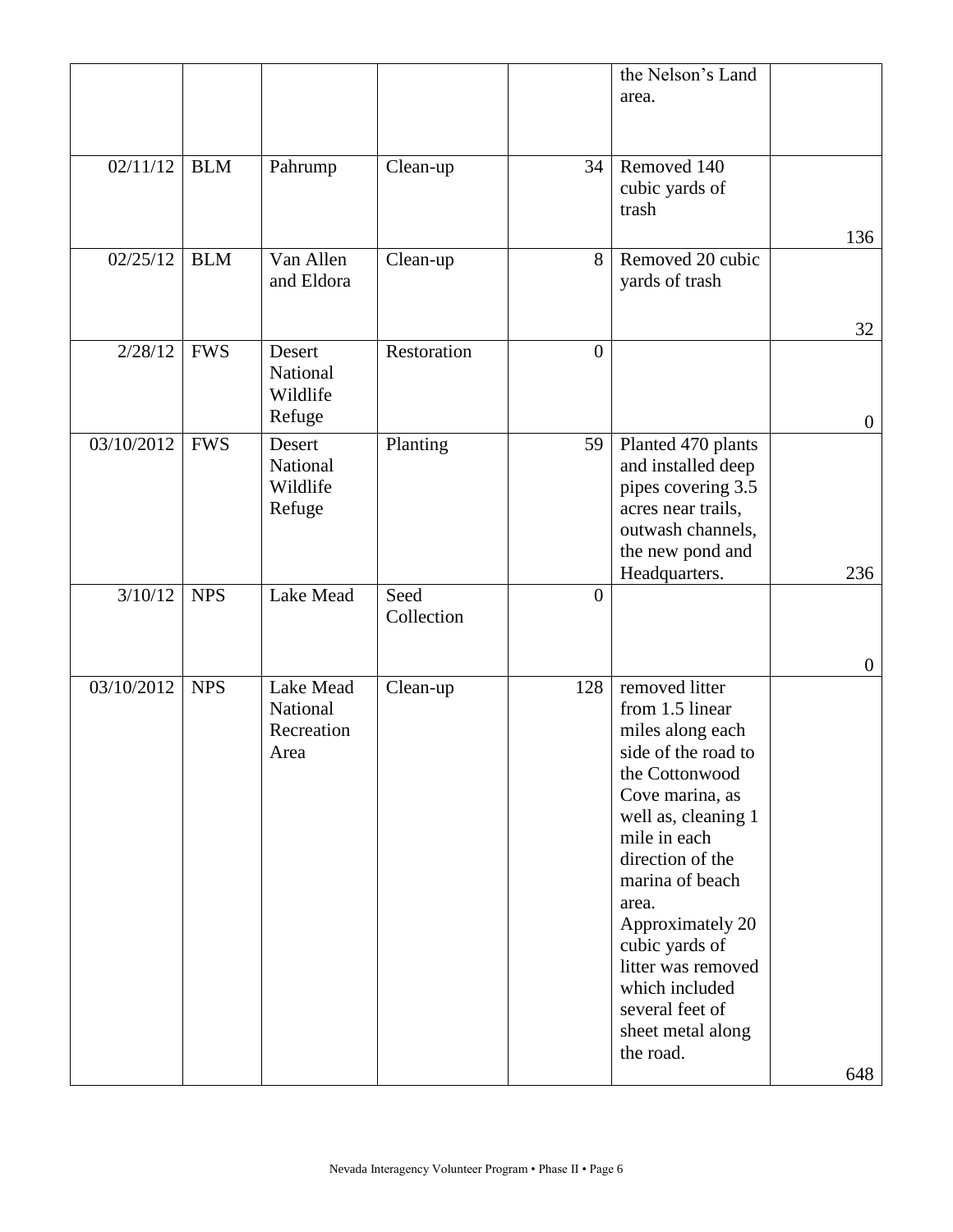| | | | | | | |
|---|---|---|---|---|---|---|
| | | | | | the Nelson's Land area. | |
| 02/11/12 | BLM | Pahrump | Clean-up | 34 | Removed 140 cubic yards of trash | 136 |
| 02/25/12 | BLM | Van Allen and Eldora | Clean-up | 8 | Removed 20 cubic yards of trash | 32 |
| 2/28/12 | FWS | Desert National Wildlife Refuge | Restoration | 0 | | 0 |
| 03/10/2012 | FWS | Desert National Wildlife Refuge | Planting | 59 | Planted 470 plants and installed deep pipes covering 3.5 acres near trails, outwash channels, the new pond and Headquarters. | 236 |
| 3/10/12 | NPS | Lake Mead | Seed Collection | 0 | | 0 |
| 03/10/2012 | NPS | Lake Mead National Recreation Area | Clean-up | 128 | removed litter from 1.5 linear miles along each side of the road to the Cottonwood Cove marina, as well as, cleaning 1 mile in each direction of the marina of beach area. Approximately 20 cubic yards of litter was removed which included several feet of sheet metal along the road. | 648 |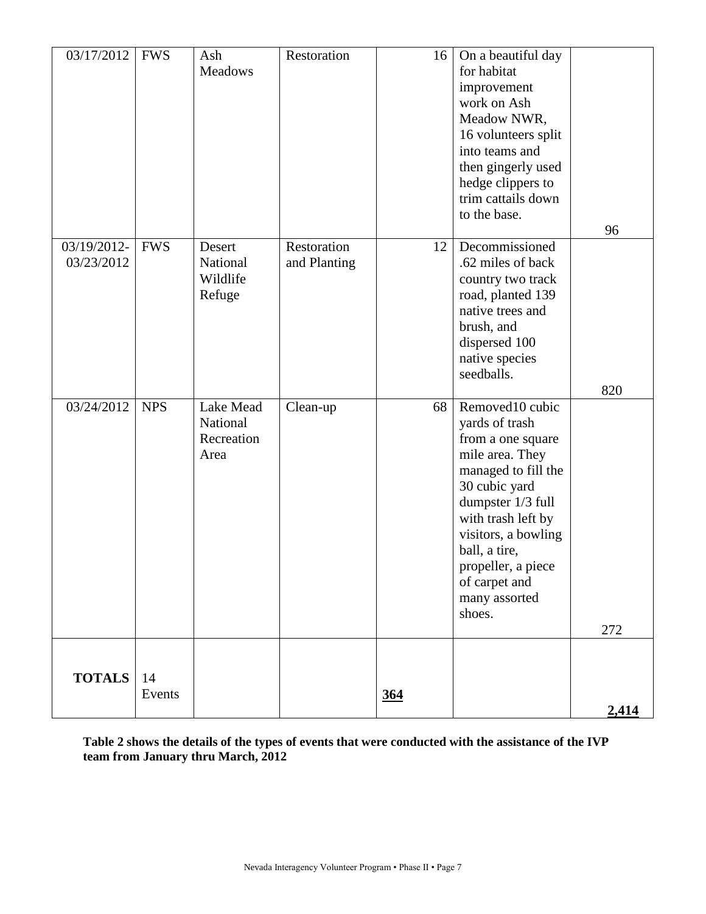| | | | | | | |
|---|---|---|---|---|---|---|
| 03/17/2012 | FWS | Ash Meadows | Restoration | 16 | On a beautiful day for habitat improvement work on Ash Meadow NWR, 16 volunteers split into teams and then gingerly used hedge clippers to trim cattails down to the base. | 96 |
| 03/19/2012-03/23/2012 | FWS | Desert National Wildlife Refuge | Restoration and Planting | 12 | Decommissioned .62 miles of back country two track road, planted 139 native trees and brush, and dispersed 100 native species seedballs. | 820 |
| 03/24/2012 | NPS | Lake Mead National Recreation Area | Clean-up | 68 | Removed10 cubic yards of trash from a one square mile area. They managed to fill the 30 cubic yard dumpster 1/3 full with trash left by visitors, a bowling ball, a tire, propeller, a piece of carpet and many assorted shoes. | 272 |
| **TOTALS** | 14 Events | | | **364** | | **2,414** |

**Table 2 shows the details of the types of events that were conducted with the assistance of the IVP team from January thru March, 2012**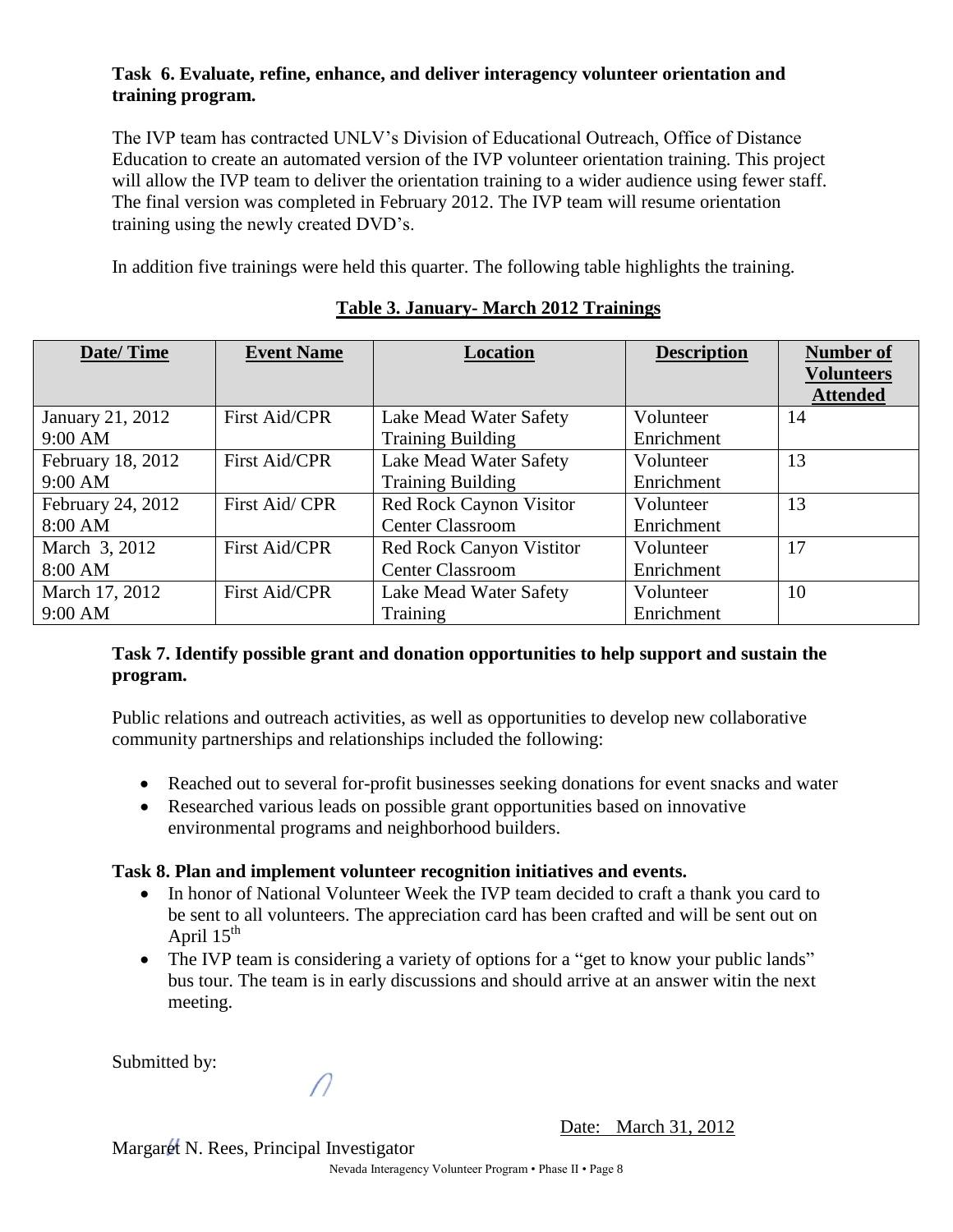**Task 6. Evaluate, refine, enhance, and deliver interagency volunteer orientation and training program.**

The IVP team has contracted UNLV's Division of Educational Outreach, Office of Distance Education to create an automated version of the IVP volunteer orientation training. This project will allow the IVP team to deliver the orientation training to a wider audience using fewer staff. The final version was completed in February 2012. The IVP team will resume orientation training using the newly created DVD's.

In addition five trainings were held this quarter. The following table highlights the training.

**Table 3. January- March 2012 Trainings**

| Date/ Time | Event Name | Location | Description | Number of Volunteers Attended |
|---|---|---|---|---|
| January 21, 2012 9:00 AM | First Aid/CPR | Lake Mead Water Safety Training Building | Volunteer Enrichment | 14 |
| February 18, 2012 9:00 AM | First Aid/CPR | Lake Mead Water Safety Training Building | Volunteer Enrichment | 13 |
| February 24, 2012 8:00 AM | First Aid/ CPR | Red Rock Caynon Visitor Center Classroom | Volunteer Enrichment | 13 |
| March 3, 2012 8:00 AM | First Aid/CPR | Red Rock Canyon Vistitor Center Classroom | Volunteer Enrichment | 17 |
| March 17, 2012 9:00 AM | First Aid/CPR | Lake Mead Water Safety Training | Volunteer Enrichment | 10 |

**Task 7. Identify possible grant and donation opportunities to help support and sustain the program.**

Public relations and outreach activities, as well as opportunities to develop new collaborative community partnerships and relationships included the following:

- Reached out to several for-profit businesses seeking donations for event snacks and water
- Researched various leads on possible grant opportunities based on innovative environmental programs and neighborhood builders.

**Task 8. Plan and implement volunteer recognition initiatives and events.**

- In honor of National Volunteer Week the IVP team decided to craft a thank you card to be sent to all volunteers. The appreciation card has been crafted and will be sent out on April 15th
- The IVP team is considering a variety of options for a "get to know your public lands" bus tour. The team is in early discussions and should arrive at an answer witin the next meeting.

Submitted by:

Date: March 31, 2012

Margaret N. Rees, Principal Investigator